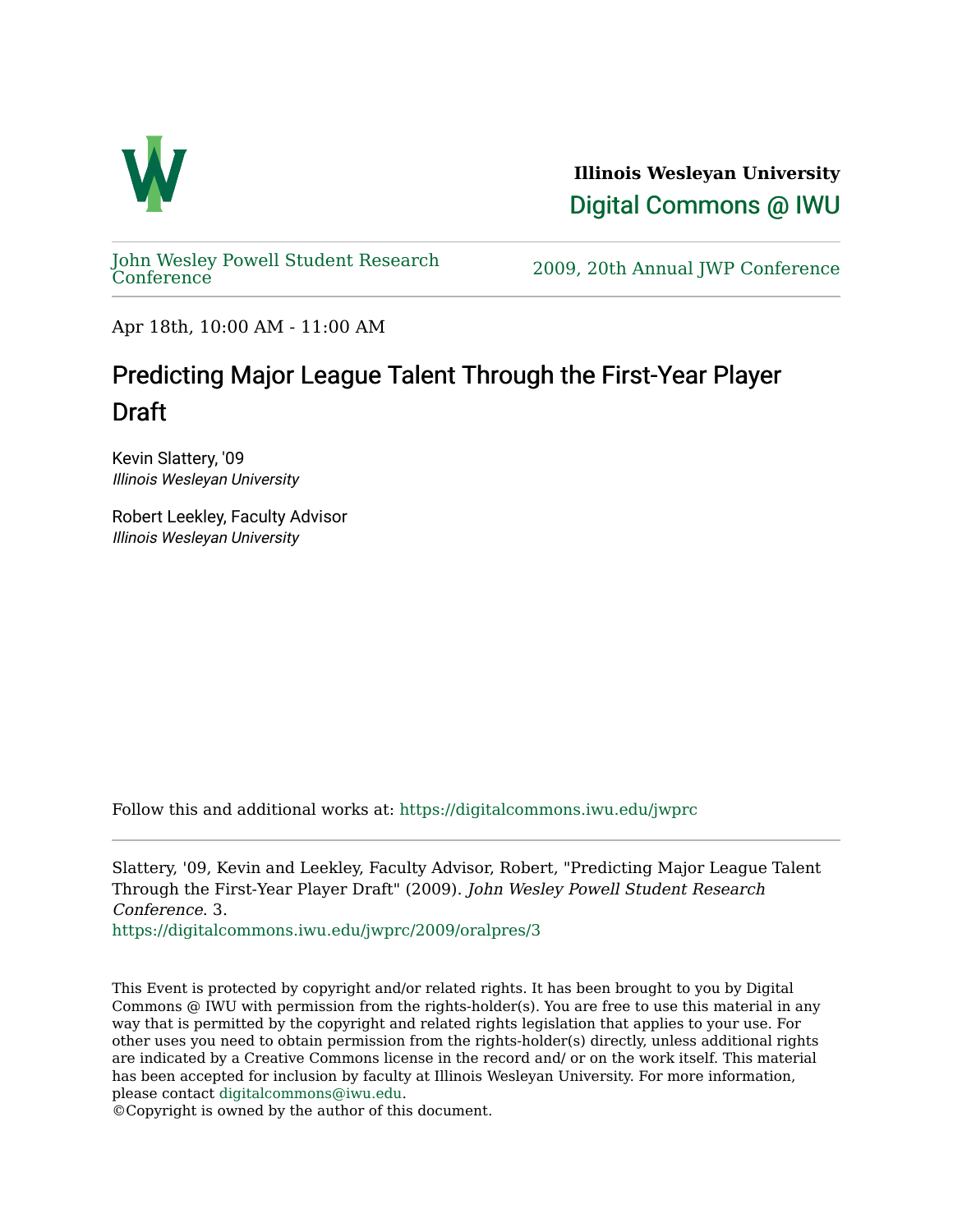**Illinois Wesleyan University**

Digital Commons @ IWU

John Wesley Powell Student Research Conference

2009, 20th Annual JWP Conference

Apr 18th, 10:00 AM - 11:00 AM

# Predicting Major League Talent Through the First-Year Player Draft

Kevin Slattery, '09
*Illinois Wesleyan University*

Robert Leekley, Faculty Advisor
*Illinois Wesleyan University*

Follow this and additional works at: https://digitalcommons.iwu.edu/jwprc

Slattery, '09, Kevin and Leekley, Faculty Advisor, Robert, "Predicting Major League Talent Through the First-Year Player Draft" (2009). *John Wesley Powell Student Research Conference*. 3.
https://digitalcommons.iwu.edu/jwprc/2009/oralpres/3

This Event is protected by copyright and/or related rights. It has been brought to you by Digital Commons @ IWU with permission from the rights-holder(s). You are free to use this material in any way that is permitted by the copyright and related rights legislation that applies to your use. For other uses you need to obtain permission from the rights-holder(s) directly, unless additional rights are indicated by a Creative Commons license in the record and/ or on the work itself. This material has been accepted for inclusion by faculty at Illinois Wesleyan University. For more information, please contact digitalcommons@iwu.edu.
©Copyright is owned by the author of this document.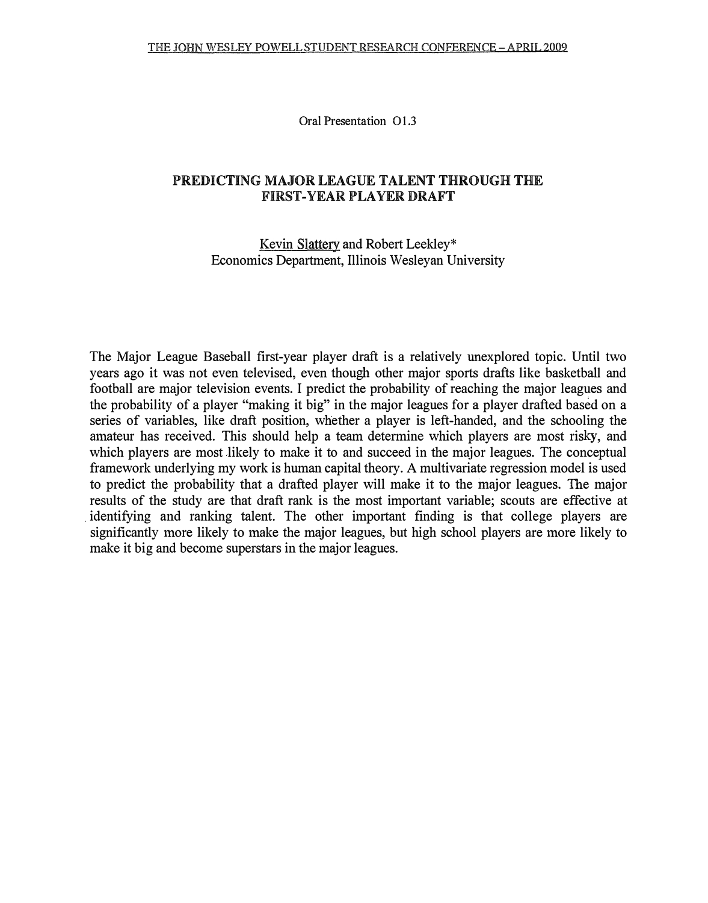Oral Presentation O1.3

## PREDICTING MAJOR LEAGUE TALENT THROUGH THE FIRST-YEAR PLAYER DRAFT

Kevin Slattery and Robert Leekley*
Economics Department, Illinois Wesleyan University

The Major League Baseball first-year player draft is a relatively unexplored topic. Until two years ago it was not even televised, even though other major sports drafts like basketball and football are major television events. I predict the probability of reaching the major leagues and the probability of a player "making it big" in the major leagues for a player drafted based on a series of variables, like draft position, whether a player is left-handed, and the schooling the amateur has received. This should help a team determine which players are most risky, and which players are most likely to make it to and succeed in the major leagues. The conceptual framework underlying my work is human capital theory. A multivariate regression model is used to predict the probability that a drafted player will make it to the major leagues. The major results of the study are that draft rank is the most important variable; scouts are effective at identifying and ranking talent. The other important finding is that college players are significantly more likely to make the major leagues, but high school players are more likely to make it big and become superstars in the major leagues.